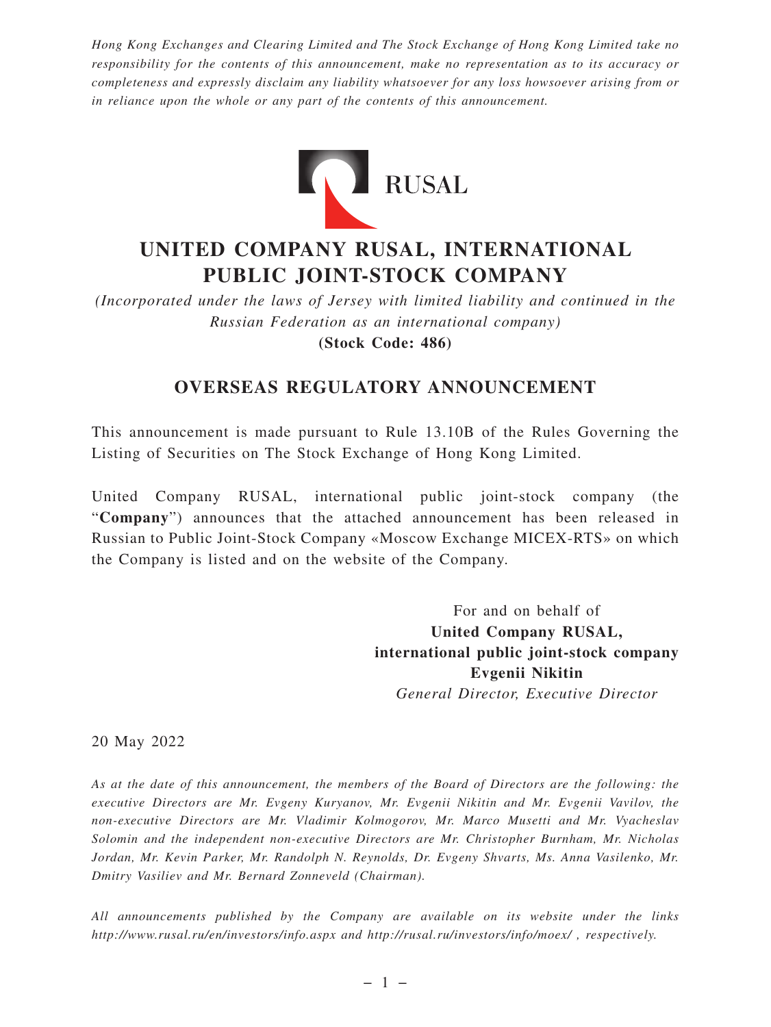*Hong Kong Exchanges and Clearing Limited and The Stock Exchange of Hong Kong Limited take no responsibility for the contents of this announcement, make no representation as to its accuracy or completeness and expressly disclaim any liability whatsoever for any loss howsoever arising from or in reliance upon the whole or any part of the contents of this announcement.*

RUSAL

# UNITED COMPANY RUSAL, INTERNATIONAL PUBLIC JOINT-STOCK COMPANY

*(Incorporated under the laws of Jersey with limited liability and continued in the Russian Federation as an international company)*

**(Stock Code: 486)**

## OVERSEAS REGULATORY ANNOUNCEMENT

This announcement is made pursuant to Rule 13.10B of the Rules Governing the Listing of Securities on The Stock Exchange of Hong Kong Limited.

United Company RUSAL, international public joint-stock company (the "**Company**") announces that the attached announcement has been released in Russian to Public Joint-Stock Company «Moscow Exchange MICEX-RTS» on which the Company is listed and on the website of the Company.

For and on behalf of
**United Company RUSAL,**
**international public joint-stock company**
**Evgenii Nikitin**
*General Director, Executive Director*

20 May 2022

*As at the date of this announcement, the members of the Board of Directors are the following: the executive Directors are Mr. Evgeny Kuryanov, Mr. Evgenii Nikitin and Mr. Evgenii Vavilov, the non-executive Directors are Mr. Vladimir Kolmogorov, Mr. Marco Musetti and Mr. Vyacheslav Solomin and the independent non-executive Directors are Mr. Christopher Burnham, Mr. Nicholas Jordan, Mr. Kevin Parker, Mr. Randolph N. Reynolds, Dr. Evgeny Shvarts, Ms. Anna Vasilenko, Mr. Dmitry Vasiliev and Mr. Bernard Zonneveld (Chairman).*

*All announcements published by the Company are available on its website under the links http://www.rusal.ru/en/investors/info.aspx and http://rusal.ru/investors/info/moex/ , respectively.*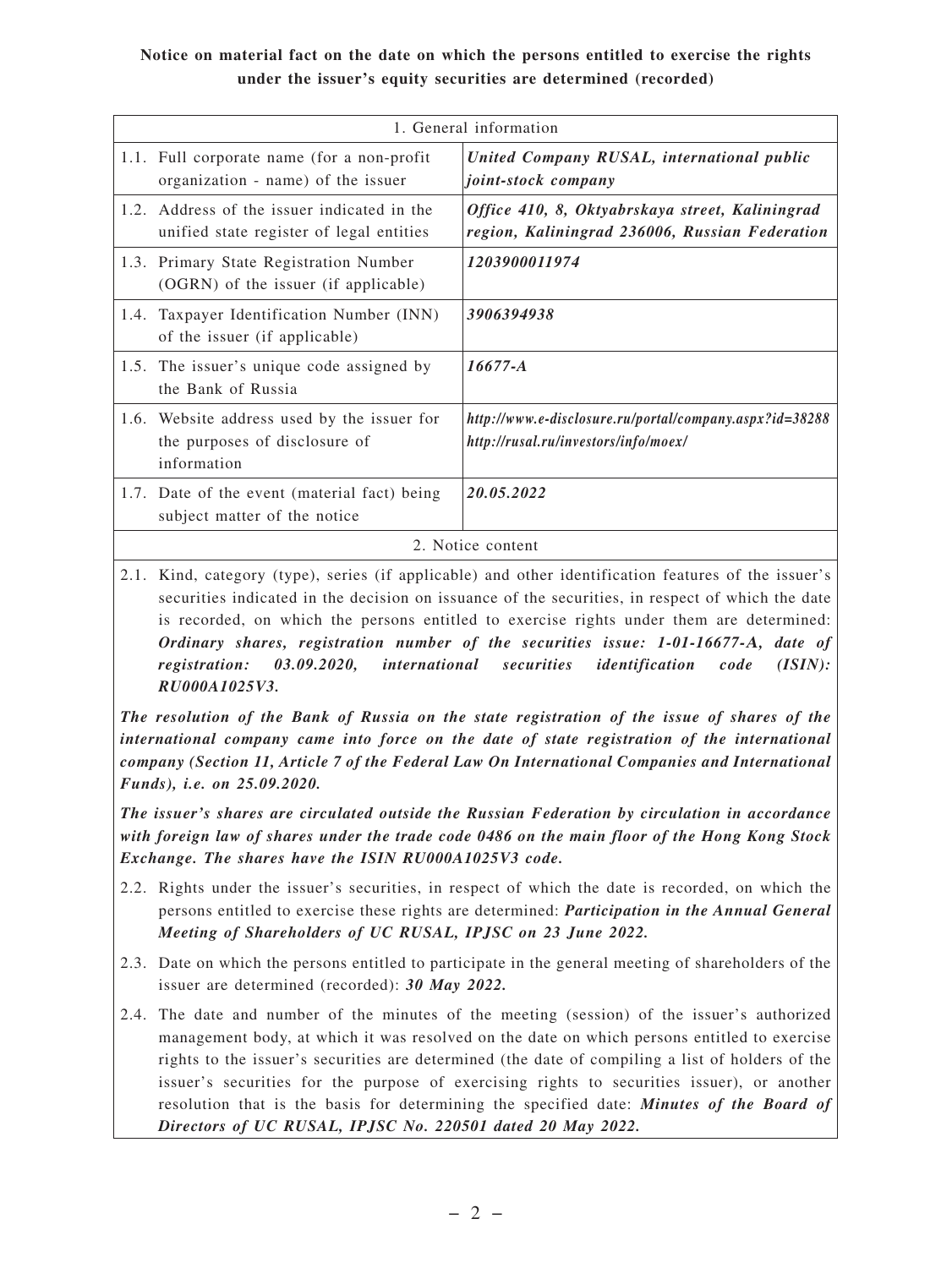**Notice on material fact on the date on which the persons entitled to exercise the rights under the issuer's equity securities are determined (recorded)**

| 1. General information | |
|---|---|
| 1.1. Full corporate name (for a non-profit organization - name) of the issuer | ***United Company RUSAL, international public joint-stock company*** |
| 1.2. Address of the issuer indicated in the unified state register of legal entities | ***Office 410, 8, Oktyabrskaya street, Kaliningrad region, Kaliningrad 236006, Russian Federation*** |
| 1.3. Primary State Registration Number (OGRN) of the issuer (if applicable) | ***1203900011974*** |
| 1.4. Taxpayer Identification Number (INN) of the issuer (if applicable) | ***3906394938*** |
| 1.5. The issuer's unique code assigned by the Bank of Russia | ***16677-A*** |
| 1.6. Website address used by the issuer for the purposes of disclosure of information | ***http://www.e-disclosure.ru/portal/company.aspx?id=38288 http://rusal.ru/investors/info/moex/*** |
| 1.7. Date of the event (material fact) being subject matter of the notice | ***20.05.2022*** |

2. Notice content

2.1. Kind, category (type), series (if applicable) and other identification features of the issuer's securities indicated in the decision on issuance of the securities, in respect of which the date is recorded, on which the persons entitled to exercise rights under them are determined: ***Ordinary shares, registration number of the securities issue: 1-01-16677-A, date of registration: 03.09.2020, international securities identification code (ISIN): RU000A1025V3.***

***The resolution of the Bank of Russia on the state registration of the issue of shares of the international company came into force on the date of state registration of the international company (Section 11, Article 7 of the Federal Law On International Companies and International Funds), i.e. on 25.09.2020.***

***The issuer's shares are circulated outside the Russian Federation by circulation in accordance with foreign law of shares under the trade code 0486 on the main floor of the Hong Kong Stock Exchange. The shares have the ISIN RU000A1025V3 code.***

2.2. Rights under the issuer's securities, in respect of which the date is recorded, on which the persons entitled to exercise these rights are determined: ***Participation in the Annual General Meeting of Shareholders of UC RUSAL, IPJSC on 23 June 2022.***

2.3. Date on which the persons entitled to participate in the general meeting of shareholders of the issuer are determined (recorded): ***30 May 2022.***

2.4. The date and number of the minutes of the meeting (session) of the issuer's authorized management body, at which it was resolved on the date on which persons entitled to exercise rights to the issuer's securities are determined (the date of compiling a list of holders of the issuer's securities for the purpose of exercising rights to securities issuer), or another resolution that is the basis for determining the specified date: ***Minutes of the Board of Directors of UC RUSAL, IPJSC No. 220501 dated 20 May 2022.***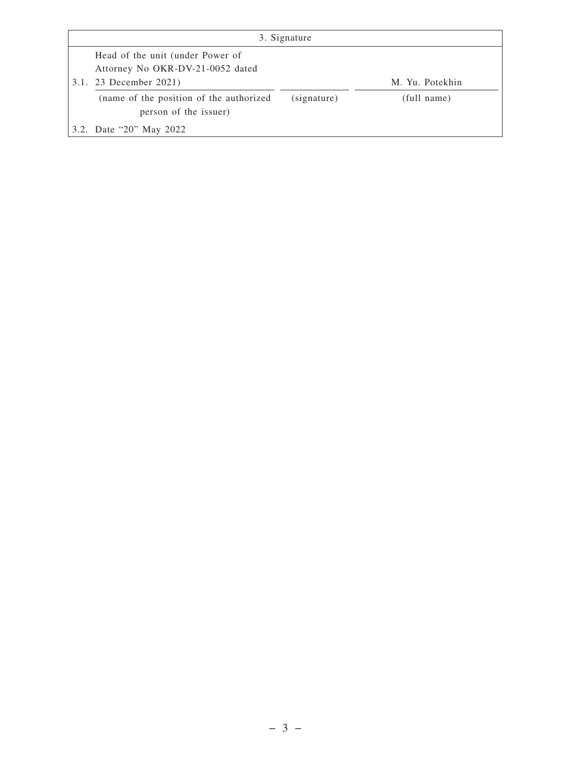| 3. Signature | | | |
|---|---|---|---|
| 3.1. | Head of the unit (under Power of Attorney No OKR-DV-21-0052 dated 23 December 2021) | | M. Yu. Potekhin |
| | (name of the position of the authorized person of the issuer) | (signature) | (full name) |
| 3.2. | Date "20" May 2022 | | |